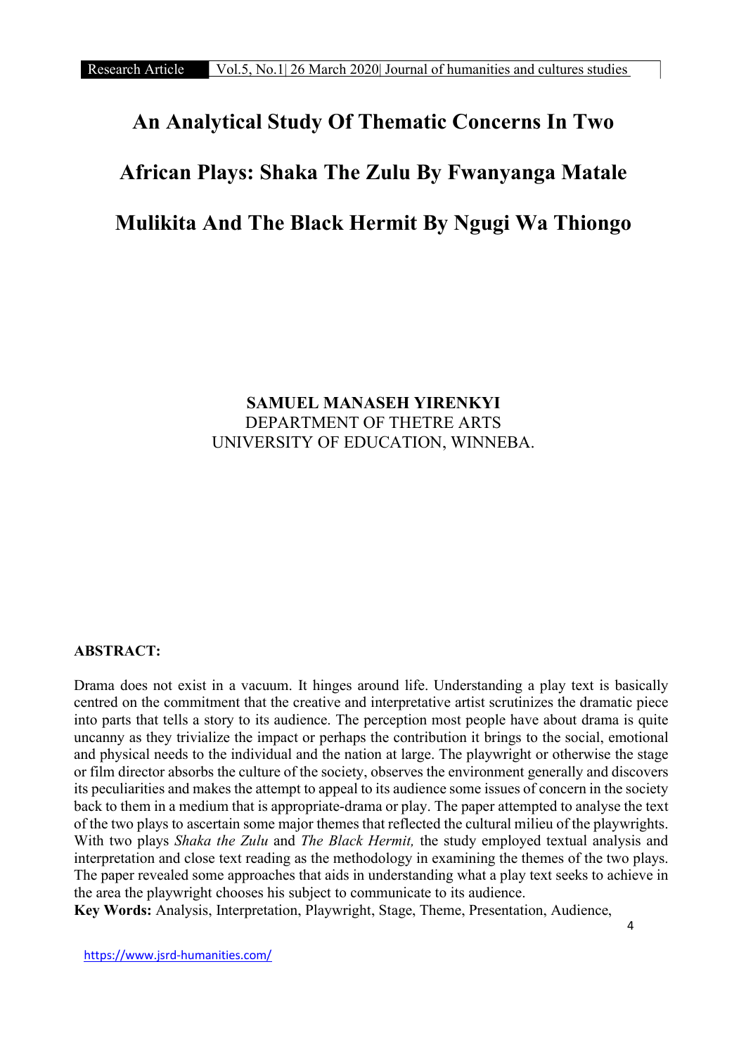# An Analytical Study Of Thematic Concerns In Two African Plays: Shaka The Zulu By Fwanyanga Matale Mulikita And The Black Hermit By Ngugi Wa Thiongo

**SAMUEL MANASEH YIRENKYI**
DEPARTMENT OF THETRE ARTS
UNIVERSITY OF EDUCATION, WINNEBA.

**ABSTRACT:**

Drama does not exist in a vacuum. It hinges around life. Understanding a play text is basically centred on the commitment that the creative and interpretative artist scrutinizes the dramatic piece into parts that tells a story to its audience. The perception most people have about drama is quite uncanny as they trivialize the impact or perhaps the contribution it brings to the social, emotional and physical needs to the individual and the nation at large. The playwright or otherwise the stage or film director absorbs the culture of the society, observes the environment generally and discovers its peculiarities and makes the attempt to appeal to its audience some issues of concern in the society back to them in a medium that is appropriate-drama or play. The paper attempted to analyse the text of the two plays to ascertain some major themes that reflected the cultural milieu of the playwrights. With two plays *Shaka the Zulu* and *The Black Hermit,* the study employed textual analysis and interpretation and close text reading as the methodology in examining the themes of the two plays. The paper revealed some approaches that aids in understanding what a play text seeks to achieve in the area the playwright chooses his subject to communicate to its audience.

**Key Words:** Analysis, Interpretation, Playwright, Stage, Theme, Presentation, Audience,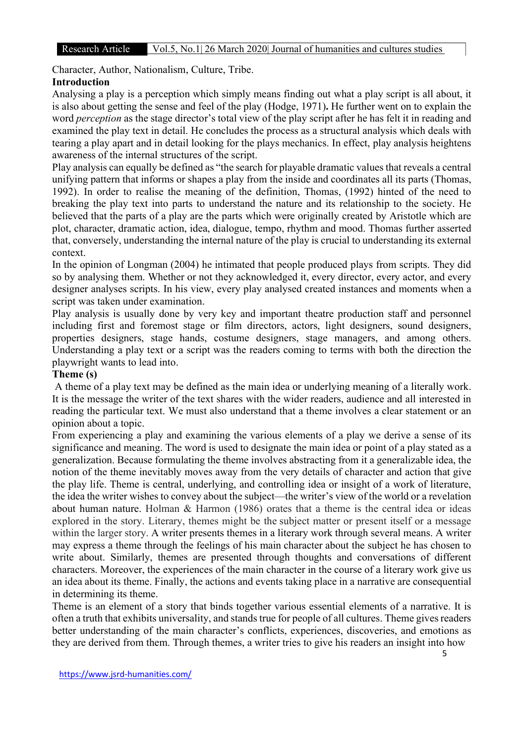Character, Author, Nationalism, Culture, Tribe.

## Introduction

Analysing a play is a perception which simply means finding out what a play script is all about, it is also about getting the sense and feel of the play (Hodge, 1971)**.** He further went on to explain the word *perception* as the stage director's total view of the play script after he has felt it in reading and examined the play text in detail. He concludes the process as a structural analysis which deals with tearing a play apart and in detail looking for the plays mechanics. In effect, play analysis heightens awareness of the internal structures of the script.

Play analysis can equally be defined as "the search for playable dramatic values that reveals a central unifying pattern that informs or shapes a play from the inside and coordinates all its parts (Thomas, 1992). In order to realise the meaning of the definition, Thomas, (1992) hinted of the need to breaking the play text into parts to understand the nature and its relationship to the society. He believed that the parts of a play are the parts which were originally created by Aristotle which are plot, character, dramatic action, idea, dialogue, tempo, rhythm and mood. Thomas further asserted that, conversely, understanding the internal nature of the play is crucial to understanding its external context.

In the opinion of Longman (2004) he intimated that people produced plays from scripts. They did so by analysing them. Whether or not they acknowledged it, every director, every actor, and every designer analyses scripts. In his view, every play analysed created instances and moments when a script was taken under examination.

Play analysis is usually done by very key and important theatre production staff and personnel including first and foremost stage or film directors, actors, light designers, sound designers, properties designers, stage hands, costume designers, stage managers, and among others. Understanding a play text or a script was the readers coming to terms with both the direction the playwright wants to lead into.

## Theme (s)

A theme of a play text may be defined as the main idea or underlying meaning of a literally work. It is the message the writer of the text shares with the wider readers, audience and all interested in reading the particular text. We must also understand that a theme involves a clear statement or an opinion about a topic.

From experiencing a play and examining the various elements of a play we derive a sense of its significance and meaning. The word is used to designate the main idea or point of a play stated as a generalization. Because formulating the theme involves abstracting from it a generalizable idea, the notion of the theme inevitably moves away from the very details of character and action that give the play life. Theme is central, underlying, and controlling idea or insight of a work of literature, the idea the writer wishes to convey about the subject—the writer's view of the world or a revelation about human nature. Holman & Harmon (1986) orates that a theme is the central idea or ideas explored in the story. Literary, themes might be the subject matter or present itself or a message within the larger story. A writer presents themes in a literary work through several means. A writer may express a theme through the feelings of his main character about the subject he has chosen to write about. Similarly, themes are presented through thoughts and conversations of different characters. Moreover, the experiences of the main character in the course of a literary work give us an idea about its theme. Finally, the actions and events taking place in a narrative are consequential in determining its theme.

Theme is an element of a story that binds together various essential elements of a narrative. It is often a truth that exhibits universality, and stands true for people of all cultures. Theme gives readers better understanding of the main character's conflicts, experiences, discoveries, and emotions as they are derived from them. Through themes, a writer tries to give his readers an insight into how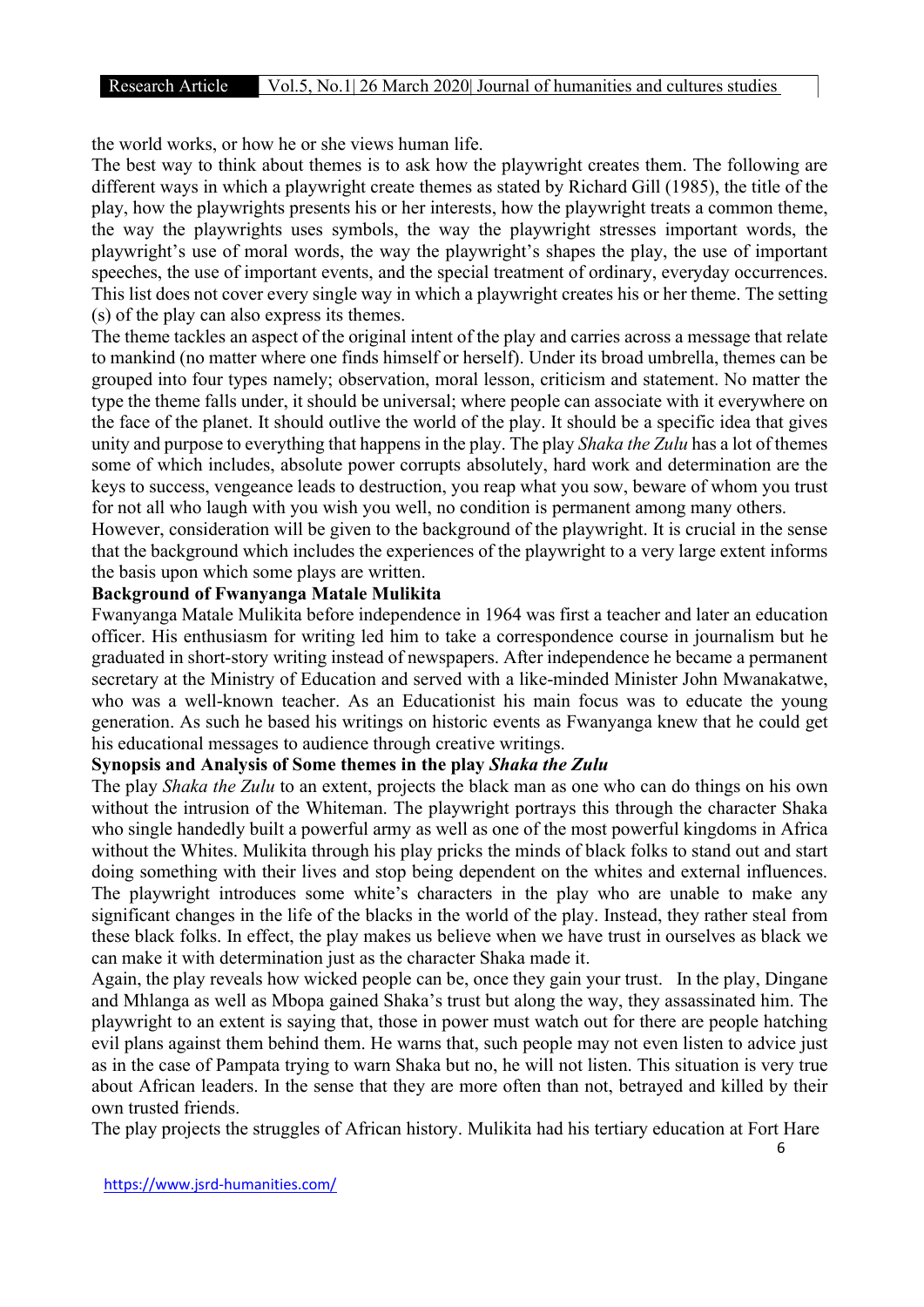the world works, or how he or she views human life.

The best way to think about themes is to ask how the playwright creates them. The following are different ways in which a playwright create themes as stated by Richard Gill (1985), the title of the play, how the playwrights presents his or her interests, how the playwright treats a common theme, the way the playwrights uses symbols, the way the playwright stresses important words, the playwright's use of moral words, the way the playwright's shapes the play, the use of important speeches, the use of important events, and the special treatment of ordinary, everyday occurrences. This list does not cover every single way in which a playwright creates his or her theme. The setting (s) of the play can also express its themes.

The theme tackles an aspect of the original intent of the play and carries across a message that relate to mankind (no matter where one finds himself or herself). Under its broad umbrella, themes can be grouped into four types namely; observation, moral lesson, criticism and statement. No matter the type the theme falls under, it should be universal; where people can associate with it everywhere on the face of the planet. It should outlive the world of the play. It should be a specific idea that gives unity and purpose to everything that happens in the play. The play *Shaka the Zulu* has a lot of themes some of which includes, absolute power corrupts absolutely, hard work and determination are the keys to success, vengeance leads to destruction, you reap what you sow, beware of whom you trust for not all who laugh with you wish you well, no condition is permanent among many others.

However, consideration will be given to the background of the playwright. It is crucial in the sense that the background which includes the experiences of the playwright to a very large extent informs the basis upon which some plays are written.

**Background of Fwanyanga Matale Mulikita**

Fwanyanga Matale Mulikita before independence in 1964 was first a teacher and later an education officer. His enthusiasm for writing led him to take a correspondence course in journalism but he graduated in short-story writing instead of newspapers. After independence he became a permanent secretary at the Ministry of Education and served with a like-minded Minister John Mwanakatwe, who was a well-known teacher. As an Educationist his main focus was to educate the young generation. As such he based his writings on historic events as Fwanyanga knew that he could get his educational messages to audience through creative writings.

**Synopsis and Analysis of Some themes in the play *Shaka the Zulu***

The play *Shaka the Zulu* to an extent, projects the black man as one who can do things on his own without the intrusion of the Whiteman. The playwright portrays this through the character Shaka who single handedly built a powerful army as well as one of the most powerful kingdoms in Africa without the Whites. Mulikita through his play pricks the minds of black folks to stand out and start doing something with their lives and stop being dependent on the whites and external influences. The playwright introduces some white's characters in the play who are unable to make any significant changes in the life of the blacks in the world of the play. Instead, they rather steal from these black folks. In effect, the play makes us believe when we have trust in ourselves as black we can make it with determination just as the character Shaka made it.

Again, the play reveals how wicked people can be, once they gain your trust. In the play, Dingane and Mhlanga as well as Mbopa gained Shaka's trust but along the way, they assassinated him. The playwright to an extent is saying that, those in power must watch out for there are people hatching evil plans against them behind them. He warns that, such people may not even listen to advice just as in the case of Pampata trying to warn Shaka but no, he will not listen. This situation is very true about African leaders. In the sense that they are more often than not, betrayed and killed by their own trusted friends.

The play projects the struggles of African history. Mulikita had his tertiary education at Fort Hare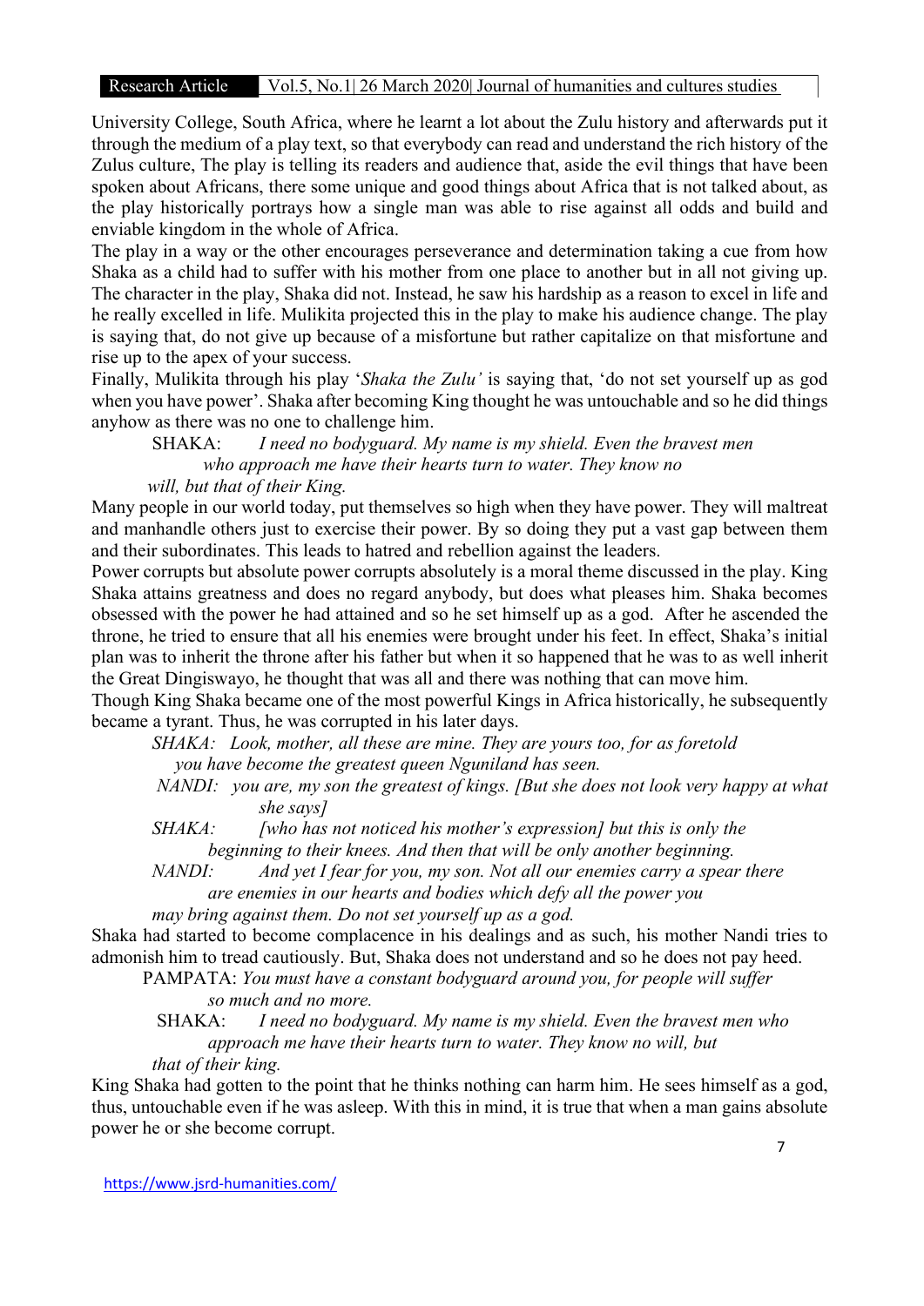University College, South Africa, where he learnt a lot about the Zulu history and afterwards put it through the medium of a play text, so that everybody can read and understand the rich history of the Zulus culture, The play is telling its readers and audience that, aside the evil things that have been spoken about Africans, there some unique and good things about Africa that is not talked about, as the play historically portrays how a single man was able to rise against all odds and build and enviable kingdom in the whole of Africa.

The play in a way or the other encourages perseverance and determination taking a cue from how Shaka as a child had to suffer with his mother from one place to another but in all not giving up. The character in the play, Shaka did not. Instead, he saw his hardship as a reason to excel in life and he really excelled in life. Mulikita projected this in the play to make his audience change. The play is saying that, do not give up because of a misfortune but rather capitalize on that misfortune and rise up to the apex of your success.

Finally, Mulikita through his play '*Shaka the Zulu'* is saying that, 'do not set yourself up as god when you have power'. Shaka after becoming King thought he was untouchable and so he did things anyhow as there was no one to challenge him.

> SHAKA: *I need no bodyguard. My name is my shield. Even the bravest men who approach me have their hearts turn to water. They know no will, but that of their King.*

Many people in our world today, put themselves so high when they have power. They will maltreat and manhandle others just to exercise their power. By so doing they put a vast gap between them and their subordinates. This leads to hatred and rebellion against the leaders.

Power corrupts but absolute power corrupts absolutely is a moral theme discussed in the play. King Shaka attains greatness and does no regard anybody, but does what pleases him. Shaka becomes obsessed with the power he had attained and so he set himself up as a god. After he ascended the throne, he tried to ensure that all his enemies were brought under his feet. In effect, Shaka's initial plan was to inherit the throne after his father but when it so happened that he was to as well inherit the Great Dingiswayo, he thought that was all and there was nothing that can move him.

Though King Shaka became one of the most powerful Kings in Africa historically, he subsequently became a tyrant. Thus, he was corrupted in his later days.

> *SHAKA: Look, mother, all these are mine. They are yours too, for as foretold you have become the greatest queen Nguniland has seen.*
>
> *NANDI: you are, my son the greatest of kings. [But she does not look very happy at what she says]*
>
> *SHAKA: [who has not noticed his mother's expression] but this is only the beginning to their knees. And then that will be only another beginning.*
>
> *NANDI: And yet I fear for you, my son. Not all our enemies carry a spear there are enemies in our hearts and bodies which defy all the power you may bring against them. Do not set yourself up as a god.*

Shaka had started to become complacence in his dealings and as such, his mother Nandi tries to admonish him to tread cautiously. But, Shaka does not understand and so he does not pay heed.

> PAMPATA: *You must have a constant bodyguard around you, for people will suffer so much and no more.*
>
> SHAKA: *I need no bodyguard. My name is my shield. Even the bravest men who approach me have their hearts turn to water. They know no will, but that of their king.*

King Shaka had gotten to the point that he thinks nothing can harm him. He sees himself as a god, thus, untouchable even if he was asleep. With this in mind, it is true that when a man gains absolute power he or she become corrupt.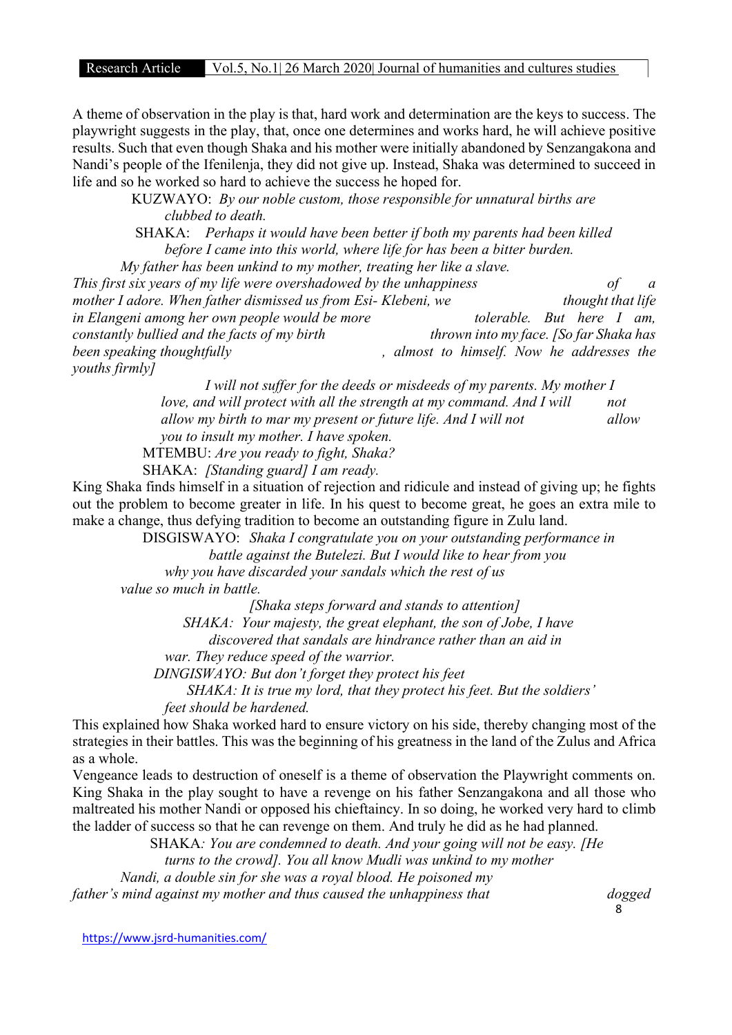A theme of observation in the play is that, hard work and determination are the keys to success. The playwright suggests in the play, that, once one determines and works hard, he will achieve positive results. Such that even though Shaka and his mother were initially abandoned by Senzangakona and Nandi's people of the Ifenilenja, they did not give up. Instead, Shaka was determined to succeed in life and so he worked so hard to achieve the success he hoped for.

> KUZWAYO: *By our noble custom, those responsible for unnatural births are clubbed to death.*
>
> SHAKA: *Perhaps it would have been better if both my parents had been killed before I came into this world, where life for has been a bitter burden. My father has been unkind to my mother, treating her like a slave. This first six years of my life were overshadowed by the unhappiness of a mother I adore. When father dismissed us from Esi- Klebeni, we thought that life in Elangeni among her own people would be more tolerable. But here I am, constantly bullied and the facts of my birth thrown into my face. [So far Shaka has been speaking thoughtfully , almost to himself. Now he addresses the youths firmly]*
>
> *I will not suffer for the deeds or misdeeds of my parents. My mother I love, and will protect with all the strength at my command. And I will not allow my birth to mar my present or future life. And I will not allow you to insult my mother. I have spoken.*
>
> MTEMBU: *Are you ready to fight, Shaka?*
>
> SHAKA: *[Standing guard] I am ready.*

King Shaka finds himself in a situation of rejection and ridicule and instead of giving up; he fights out the problem to become greater in life. In his quest to become great, he goes an extra mile to make a change, thus defying tradition to become an outstanding figure in Zulu land.

> DISGISWAYO: *Shaka I congratulate you on your outstanding performance in battle against the Butelezi. But I would like to hear from you why you have discarded your sandals which the rest of us value so much in battle.*
>
> *[Shaka steps forward and stands to attention]*
>
> *SHAKA: Your majesty, the great elephant, the son of Jobe, I have discovered that sandals are hindrance rather than an aid in war. They reduce speed of the warrior.*
>
> *DINGISWAYO: But don't forget they protect his feet*
>
> *SHAKA: It is true my lord, that they protect his feet. But the soldiers' feet should be hardened.*

This explained how Shaka worked hard to ensure victory on his side, thereby changing most of the strategies in their battles. This was the beginning of his greatness in the land of the Zulus and Africa as a whole.

Vengeance leads to destruction of oneself is a theme of observation the Playwright comments on. King Shaka in the play sought to have a revenge on his father Senzangakona and all those who maltreated his mother Nandi or opposed his chieftaincy. In so doing, he worked very hard to climb the ladder of success so that he can revenge on them. And truly he did as he had planned.

> SHAKA*: You are condemned to death. And your going will not be easy. [He turns to the crowd]. You all know Mudli was unkind to my mother Nandi, a double sin for she was a royal blood. He poisoned my father's mind against my mother and thus caused the unhappiness that dogged*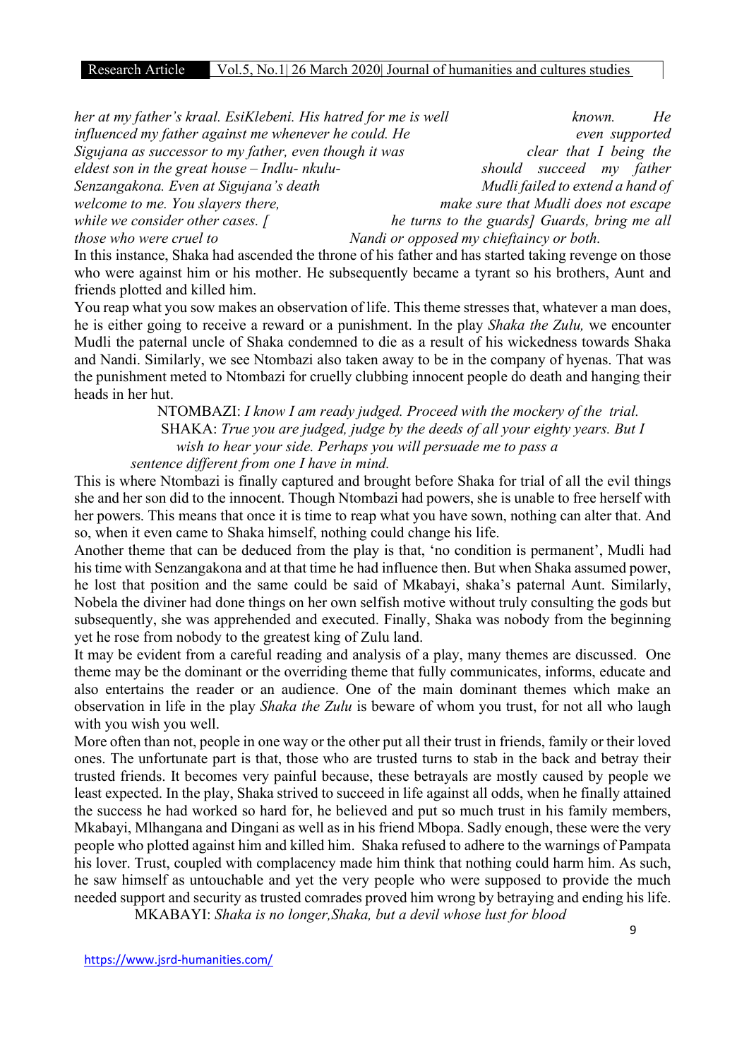*her at my father's kraal. EsiKlebeni. His hatred for me is well known. He influenced my father against me whenever he could. He even supported Sigujana as successor to my father, even though it was clear that I being the eldest son in the great house – Indlu- nkulu- should succeed my father Senzangakona. Even at Sigujana's death Mudli failed to extend a hand of welcome to me. You slayers there, make sure that Mudli does not escape while we consider other cases. [ he turns to the guards] Guards, bring me all those who were cruel to Nandi or opposed my chieftaincy or both.*

In this instance, Shaka had ascended the throne of his father and has started taking revenge on those who were against him or his mother. He subsequently became a tyrant so his brothers, Aunt and friends plotted and killed him.

You reap what you sow makes an observation of life. This theme stresses that, whatever a man does, he is either going to receive a reward or a punishment. In the play *Shaka the Zulu,* we encounter Mudli the paternal uncle of Shaka condemned to die as a result of his wickedness towards Shaka and Nandi. Similarly, we see Ntombazi also taken away to be in the company of hyenas. That was the punishment meted to Ntombazi for cruelly clubbing innocent people do death and hanging their heads in her hut.

> NTOMBAZI: *I know I am ready judged. Proceed with the mockery of the trial.*
> SHAKA: *True you are judged, judge by the deeds of all your eighty years. But I wish to hear your side. Perhaps you will persuade me to pass a sentence different from one I have in mind.*

This is where Ntombazi is finally captured and brought before Shaka for trial of all the evil things she and her son did to the innocent. Though Ntombazi had powers, she is unable to free herself with her powers. This means that once it is time to reap what you have sown, nothing can alter that. And so, when it even came to Shaka himself, nothing could change his life.

Another theme that can be deduced from the play is that, 'no condition is permanent', Mudli had his time with Senzangakona and at that time he had influence then. But when Shaka assumed power, he lost that position and the same could be said of Mkabayi, shaka's paternal Aunt. Similarly, Nobela the diviner had done things on her own selfish motive without truly consulting the gods but subsequently, she was apprehended and executed. Finally, Shaka was nobody from the beginning yet he rose from nobody to the greatest king of Zulu land.

It may be evident from a careful reading and analysis of a play, many themes are discussed. One theme may be the dominant or the overriding theme that fully communicates, informs, educate and also entertains the reader or an audience. One of the main dominant themes which make an observation in life in the play *Shaka the Zulu* is beware of whom you trust, for not all who laugh with you wish you well.

More often than not, people in one way or the other put all their trust in friends, family or their loved ones. The unfortunate part is that, those who are trusted turns to stab in the back and betray their trusted friends. It becomes very painful because, these betrayals are mostly caused by people we least expected. In the play, Shaka strived to succeed in life against all odds, when he finally attained the success he had worked so hard for, he believed and put so much trust in his family members, Mkabayi, Mlhangana and Dingani as well as in his friend Mbopa. Sadly enough, these were the very people who plotted against him and killed him. Shaka refused to adhere to the warnings of Pampata his lover. Trust, coupled with complacency made him think that nothing could harm him. As such, he saw himself as untouchable and yet the very people who were supposed to provide the much needed support and security as trusted comrades proved him wrong by betraying and ending his life.

> MKABAYI: *Shaka is no longer,Shaka, but a devil whose lust for blood*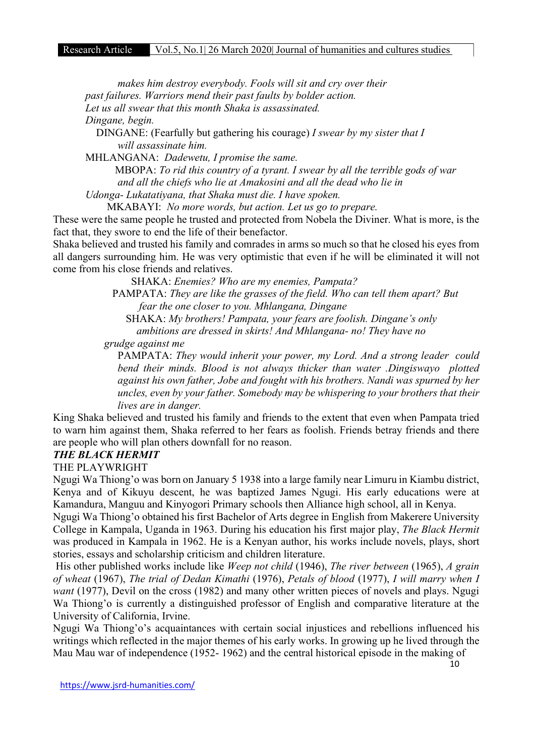*makes him destroy everybody. Fools will sit and cry over their past failures. Warriors mend their past faults by bolder action. Let us all swear that this month Shaka is assassinated. Dingane, begin.*

DINGANE: (Fearfully but gathering his courage) *I swear by my sister that I will assassinate him.*

MHLANGANA: *Dadewetu, I promise the same.*

MBOPA: *To rid this country of a tyrant. I swear by all the terrible gods of war and all the chiefs who lie at Amakosini and all the dead who lie in Udonga- Lukatatiyana, that Shaka must die. I have spoken.*

MKABAYI: *No more words, but action. Let us go to prepare.*

These were the same people he trusted and protected from Nobela the Diviner. What is more, is the fact that, they swore to end the life of their benefactor.

Shaka believed and trusted his family and comrades in arms so much so that he closed his eyes from all dangers surrounding him. He was very optimistic that even if he will be eliminated it will not come from his close friends and relatives.

SHAKA: *Enemies? Who are my enemies, Pampata?*

PAMPATA: *They are like the grasses of the field. Who can tell them apart? But fear the one closer to you. Mhlangana, Dingane*

SHAKA: *My brothers! Pampata, your fears are foolish. Dingane's only ambitions are dressed in skirts! And Mhlangana- no! They have no grudge against me*

PAMPATA: *They would inherit your power, my Lord. And a strong leader could bend their minds. Blood is not always thicker than water .Dingiswayo plotted against his own father, Jobe and fought with his brothers. Nandi was spurned by her uncles, even by your father. Somebody may be whispering to your brothers that their lives are in danger.*

King Shaka believed and trusted his family and friends to the extent that even when Pampata tried to warn him against them, Shaka referred to her fears as foolish. Friends betray friends and there are people who will plan others downfall for no reason.

***THE BLACK HERMIT***

THE PLAYWRIGHT

Ngugi Wa Thiong'o was born on January 5 1938 into a large family near Limuru in Kiambu district, Kenya and of Kikuyu descent, he was baptized James Ngugi. His early educations were at Kamandura, Manguu and Kinyogori Primary schools then Alliance high school, all in Kenya.

Ngugi Wa Thiong'o obtained his first Bachelor of Arts degree in English from Makerere University College in Kampala, Uganda in 1963. During his education his first major play, *The Black Hermit* was produced in Kampala in 1962. He is a Kenyan author, his works include novels, plays, short stories, essays and scholarship criticism and children literature.

His other published works include like *Weep not child* (1946), *The river between* (1965), *A grain of wheat* (1967), *The trial of Dedan Kimathi* (1976), *Petals of blood* (1977), *I will marry when I want* (1977), Devil on the cross (1982) and many other written pieces of novels and plays. Ngugi Wa Thiong'o is currently a distinguished professor of English and comparative literature at the University of California, Irvine.

Ngugi Wa Thiong'o's acquaintances with certain social injustices and rebellions influenced his writings which reflected in the major themes of his early works. In growing up he lived through the Mau Mau war of independence (1952- 1962) and the central historical episode in the making of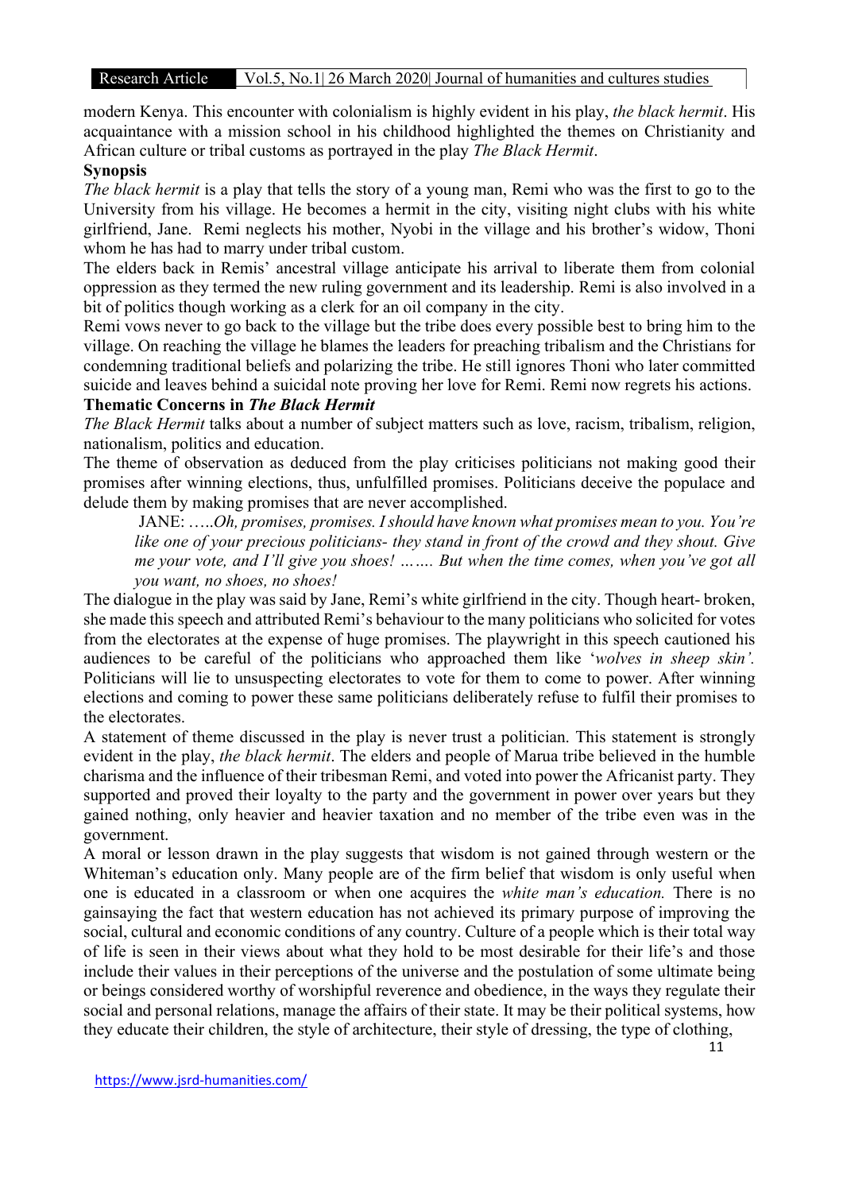modern Kenya. This encounter with colonialism is highly evident in his play, *the black hermit*. His acquaintance with a mission school in his childhood highlighted the themes on Christianity and African culture or tribal customs as portrayed in the play *The Black Hermit*.

**Synopsis**

*The black hermit* is a play that tells the story of a young man, Remi who was the first to go to the University from his village. He becomes a hermit in the city, visiting night clubs with his white girlfriend, Jane. Remi neglects his mother, Nyobi in the village and his brother's widow, Thoni whom he has had to marry under tribal custom.

The elders back in Remis' ancestral village anticipate his arrival to liberate them from colonial oppression as they termed the new ruling government and its leadership. Remi is also involved in a bit of politics though working as a clerk for an oil company in the city.

Remi vows never to go back to the village but the tribe does every possible best to bring him to the village. On reaching the village he blames the leaders for preaching tribalism and the Christians for condemning traditional beliefs and polarizing the tribe. He still ignores Thoni who later committed suicide and leaves behind a suicidal note proving her love for Remi. Remi now regrets his actions.

**Thematic Concerns in *The Black Hermit***

*The Black Hermit* talks about a number of subject matters such as love, racism, tribalism, religion, nationalism, politics and education.

The theme of observation as deduced from the play criticises politicians not making good their promises after winning elections, thus, unfulfilled promises. Politicians deceive the populace and delude them by making promises that are never accomplished.

> JANE: …..*Oh, promises, promises. I should have known what promises mean to you. You're like one of your precious politicians- they stand in front of the crowd and they shout. Give me your vote, and I'll give you shoes! ……. But when the time comes, when you've got all you want, no shoes, no shoes!*

The dialogue in the play was said by Jane, Remi's white girlfriend in the city. Though heart- broken, she made this speech and attributed Remi's behaviour to the many politicians who solicited for votes from the electorates at the expense of huge promises. The playwright in this speech cautioned his audiences to be careful of the politicians who approached them like '*wolves in sheep skin'.* Politicians will lie to unsuspecting electorates to vote for them to come to power. After winning elections and coming to power these same politicians deliberately refuse to fulfil their promises to the electorates.

A statement of theme discussed in the play is never trust a politician. This statement is strongly evident in the play, *the black hermit*. The elders and people of Marua tribe believed in the humble charisma and the influence of their tribesman Remi, and voted into power the Africanist party. They supported and proved their loyalty to the party and the government in power over years but they gained nothing, only heavier and heavier taxation and no member of the tribe even was in the government.

A moral or lesson drawn in the play suggests that wisdom is not gained through western or the Whiteman's education only. Many people are of the firm belief that wisdom is only useful when one is educated in a classroom or when one acquires the *white man's education.* There is no gainsaying the fact that western education has not achieved its primary purpose of improving the social, cultural and economic conditions of any country. Culture of a people which is their total way of life is seen in their views about what they hold to be most desirable for their life's and those include their values in their perceptions of the universe and the postulation of some ultimate being or beings considered worthy of worshipful reverence and obedience, in the ways they regulate their social and personal relations, manage the affairs of their state. It may be their political systems, how they educate their children, the style of architecture, their style of dressing, the type of clothing,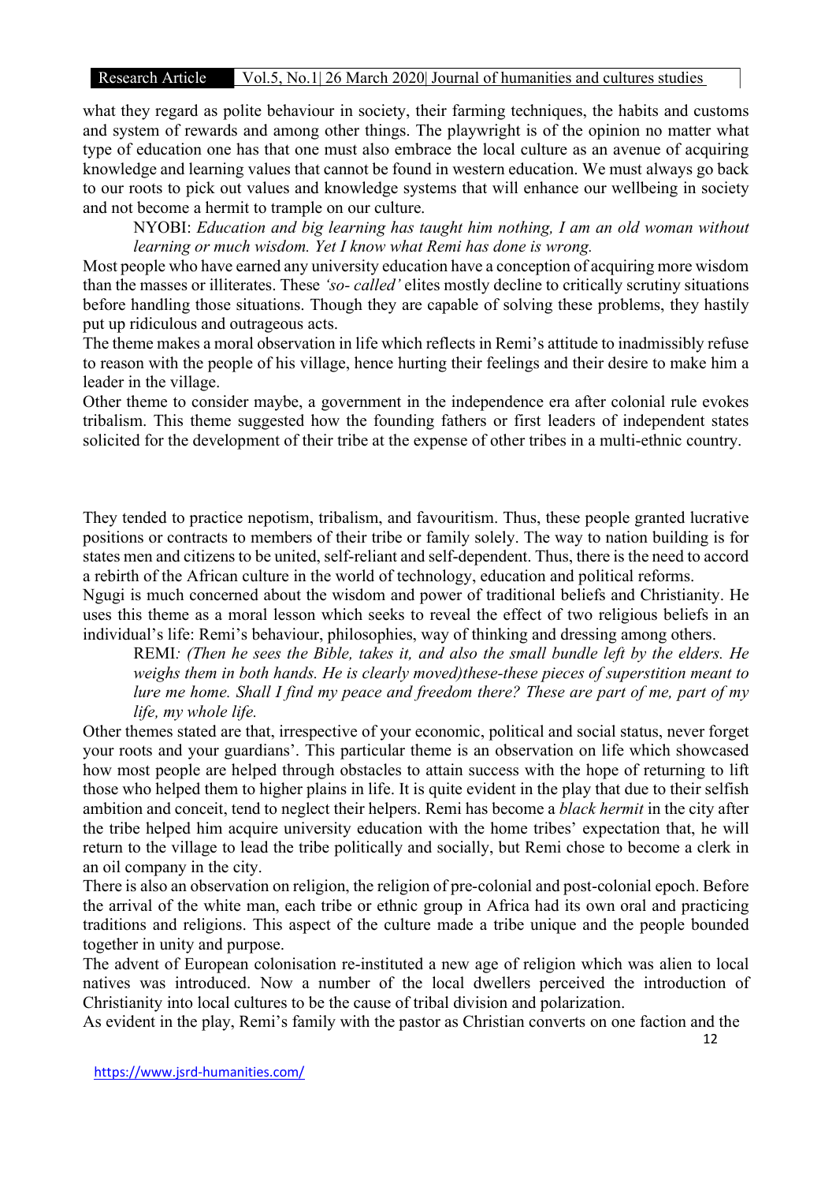what they regard as polite behaviour in society, their farming techniques, the habits and customs and system of rewards and among other things. The playwright is of the opinion no matter what type of education one has that one must also embrace the local culture as an avenue of acquiring knowledge and learning values that cannot be found in western education. We must always go back to our roots to pick out values and knowledge systems that will enhance our wellbeing in society and not become a hermit to trample on our culture.

> NYOBI: *Education and big learning has taught him nothing, I am an old woman without learning or much wisdom. Yet I know what Remi has done is wrong.*

Most people who have earned any university education have a conception of acquiring more wisdom than the masses or illiterates. These *'so- called'* elites mostly decline to critically scrutiny situations before handling those situations. Though they are capable of solving these problems, they hastily put up ridiculous and outrageous acts.

The theme makes a moral observation in life which reflects in Remi's attitude to inadmissibly refuse to reason with the people of his village, hence hurting their feelings and their desire to make him a leader in the village.

Other theme to consider maybe, a government in the independence era after colonial rule evokes tribalism. This theme suggested how the founding fathers or first leaders of independent states solicited for the development of their tribe at the expense of other tribes in a multi-ethnic country.

They tended to practice nepotism, tribalism, and favouritism. Thus, these people granted lucrative positions or contracts to members of their tribe or family solely. The way to nation building is for states men and citizens to be united, self-reliant and self-dependent. Thus, there is the need to accord a rebirth of the African culture in the world of technology, education and political reforms.

Ngugi is much concerned about the wisdom and power of traditional beliefs and Christianity. He uses this theme as a moral lesson which seeks to reveal the effect of two religious beliefs in an individual's life: Remi's behaviour, philosophies, way of thinking and dressing among others.

> REMI*: (Then he sees the Bible, takes it, and also the small bundle left by the elders. He weighs them in both hands. He is clearly moved)these-these pieces of superstition meant to lure me home. Shall I find my peace and freedom there? These are part of me, part of my life, my whole life.*

Other themes stated are that, irrespective of your economic, political and social status, never forget your roots and your guardians'. This particular theme is an observation on life which showcased how most people are helped through obstacles to attain success with the hope of returning to lift those who helped them to higher plains in life. It is quite evident in the play that due to their selfish ambition and conceit, tend to neglect their helpers. Remi has become a *black hermit* in the city after the tribe helped him acquire university education with the home tribes' expectation that, he will return to the village to lead the tribe politically and socially, but Remi chose to become a clerk in an oil company in the city.

There is also an observation on religion, the religion of pre-colonial and post-colonial epoch. Before the arrival of the white man, each tribe or ethnic group in Africa had its own oral and practicing traditions and religions. This aspect of the culture made a tribe unique and the people bounded together in unity and purpose.

The advent of European colonisation re-instituted a new age of religion which was alien to local natives was introduced. Now a number of the local dwellers perceived the introduction of Christianity into local cultures to be the cause of tribal division and polarization.

As evident in the play, Remi's family with the pastor as Christian converts on one faction and the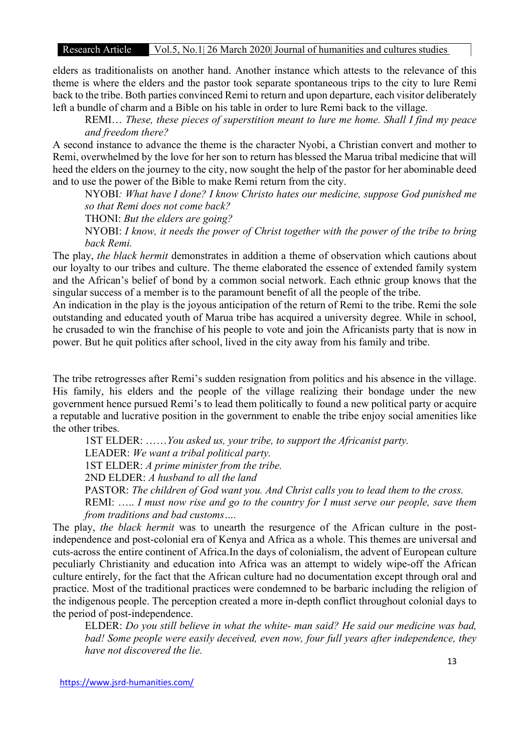elders as traditionalists on another hand. Another instance which attests to the relevance of this theme is where the elders and the pastor took separate spontaneous trips to the city to lure Remi back to the tribe. Both parties convinced Remi to return and upon departure, each visitor deliberately left a bundle of charm and a Bible on his table in order to lure Remi back to the village.

> REMI… *These, these pieces of superstition meant to lure me home. Shall I find my peace and freedom there?*

A second instance to advance the theme is the character Nyobi, a Christian convert and mother to Remi, overwhelmed by the love for her son to return has blessed the Marua tribal medicine that will heed the elders on the journey to the city, now sought the help of the pastor for her abominable deed and to use the power of the Bible to make Remi return from the city.

> NYOBI*: What have I done? I know Christo hates our medicine, suppose God punished me so that Remi does not come back?*
>
> THONI: *But the elders are going?*
>
> NYOBI: *I know, it needs the power of Christ together with the power of the tribe to bring back Remi.*

The play, *the black hermit* demonstrates in addition a theme of observation which cautions about our loyalty to our tribes and culture. The theme elaborated the essence of extended family system and the African's belief of bond by a common social network. Each ethnic group knows that the singular success of a member is to the paramount benefit of all the people of the tribe.

An indication in the play is the joyous anticipation of the return of Remi to the tribe. Remi the sole outstanding and educated youth of Marua tribe has acquired a university degree. While in school, he crusaded to win the franchise of his people to vote and join the Africanists party that is now in power. But he quit politics after school, lived in the city away from his family and tribe.

The tribe retrogresses after Remi's sudden resignation from politics and his absence in the village. His family, his elders and the people of the village realizing their bondage under the new government hence pursued Remi's to lead them politically to found a new political party or acquire a reputable and lucrative position in the government to enable the tribe enjoy social amenities like the other tribes.

> 1ST ELDER: ……*You asked us, your tribe, to support the Africanist party.*
>
> LEADER: *We want a tribal political party.*
>
> 1ST ELDER: *A prime minister from the tribe.*
>
> 2ND ELDER: *A husband to all the land*
>
> PASTOR: *The children of God want you. And Christ calls you to lead them to the cross.*
>
> REMI: ….. *I must now rise and go to the country for I must serve our people, save them from traditions and bad customs….*

The play, *the black hermit* was to unearth the resurgence of the African culture in the post-independence and post-colonial era of Kenya and Africa as a whole. This themes are universal and cuts-across the entire continent of Africa.In the days of colonialism, the advent of European culture peculiarly Christianity and education into Africa was an attempt to widely wipe-off the African culture entirely, for the fact that the African culture had no documentation except through oral and practice. Most of the traditional practices were condemned to be barbaric including the religion of the indigenous people. The perception created a more in-depth conflict throughout colonial days to the period of post-independence.

> ELDER: *Do you still believe in what the white- man said? He said our medicine was bad, bad! Some people were easily deceived, even now, four full years after independence, they have not discovered the lie.*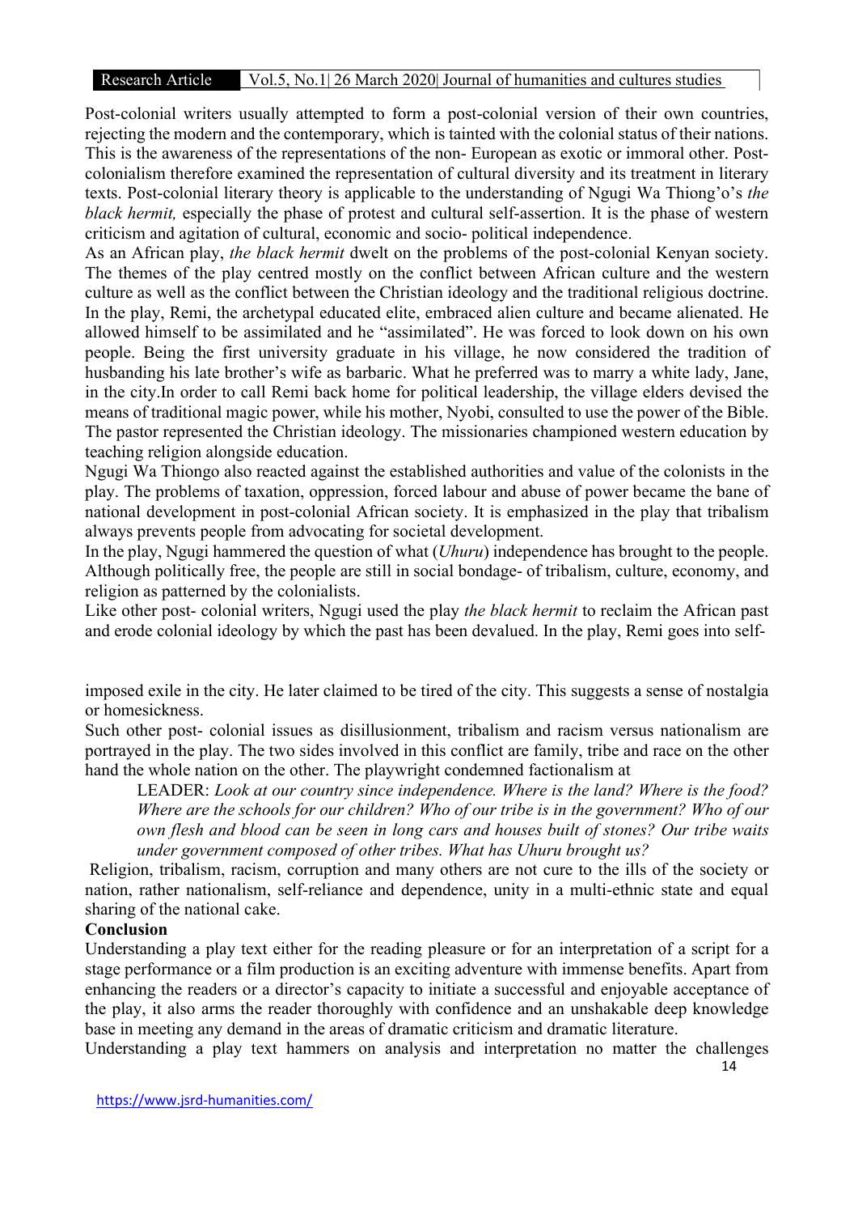Post-colonial writers usually attempted to form a post-colonial version of their own countries, rejecting the modern and the contemporary, which is tainted with the colonial status of their nations. This is the awareness of the representations of the non- European as exotic or immoral other. Post-colonialism therefore examined the representation of cultural diversity and its treatment in literary texts. Post-colonial literary theory is applicable to the understanding of Ngugi Wa Thiong'o's *the black hermit,* especially the phase of protest and cultural self-assertion. It is the phase of western criticism and agitation of cultural, economic and socio- political independence.

As an African play, *the black hermit* dwelt on the problems of the post-colonial Kenyan society. The themes of the play centred mostly on the conflict between African culture and the western culture as well as the conflict between the Christian ideology and the traditional religious doctrine. In the play, Remi, the archetypal educated elite, embraced alien culture and became alienated. He allowed himself to be assimilated and he "assimilated". He was forced to look down on his own people. Being the first university graduate in his village, he now considered the tradition of husbanding his late brother's wife as barbaric. What he preferred was to marry a white lady, Jane, in the city.In order to call Remi back home for political leadership, the village elders devised the means of traditional magic power, while his mother, Nyobi, consulted to use the power of the Bible. The pastor represented the Christian ideology. The missionaries championed western education by teaching religion alongside education.

Ngugi Wa Thiongo also reacted against the established authorities and value of the colonists in the play. The problems of taxation, oppression, forced labour and abuse of power became the bane of national development in post-colonial African society. It is emphasized in the play that tribalism always prevents people from advocating for societal development.

In the play, Ngugi hammered the question of what (*Uhuru*) independence has brought to the people. Although politically free, the people are still in social bondage- of tribalism, culture, economy, and religion as patterned by the colonialists.

Like other post- colonial writers, Ngugi used the play *the black hermit* to reclaim the African past and erode colonial ideology by which the past has been devalued. In the play, Remi goes into self-imposed exile in the city. He later claimed to be tired of the city. This suggests a sense of nostalgia or homesickness.

Such other post- colonial issues as disillusionment, tribalism and racism versus nationalism are portrayed in the play. The two sides involved in this conflict are family, tribe and race on the other hand the whole nation on the other. The playwright condemned factionalism at

> LEADER: *Look at our country since independence. Where is the land? Where is the food? Where are the schools for our children? Who of our tribe is in the government? Who of our own flesh and blood can be seen in long cars and houses built of stones? Our tribe waits under government composed of other tribes. What has Uhuru brought us?*

Religion, tribalism, racism, corruption and many others are not cure to the ills of the society or nation, rather nationalism, self-reliance and dependence, unity in a multi-ethnic state and equal sharing of the national cake.

**Conclusion**

Understanding a play text either for the reading pleasure or for an interpretation of a script for a stage performance or a film production is an exciting adventure with immense benefits. Apart from enhancing the readers or a director's capacity to initiate a successful and enjoyable acceptance of the play, it also arms the reader thoroughly with confidence and an unshakable deep knowledge base in meeting any demand in the areas of dramatic criticism and dramatic literature.

Understanding a play text hammers on analysis and interpretation no matter the challenges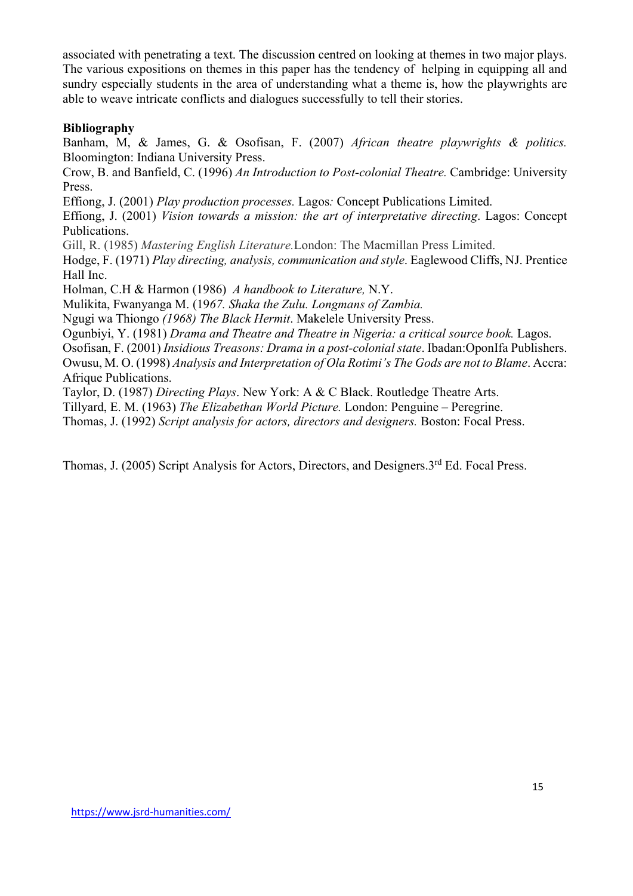associated with penetrating a text. The discussion centred on looking at themes in two major plays. The various expositions on themes in this paper has the tendency of helping in equipping all and sundry especially students in the area of understanding what a theme is, how the playwrights are able to weave intricate conflicts and dialogues successfully to tell their stories.

**Bibliography**

Banham, M, & James, G. & Osofisan, F. (2007) *African theatre playwrights & politics.* Bloomington: Indiana University Press.

Crow, B. and Banfield, C. (1996) *An Introduction to Post-colonial Theatre.* Cambridge: University Press.

Effiong, J. (2001) *Play production processes.* Lagos: Concept Publications Limited.

Effiong, J. (2001) *Vision towards a mission: the art of interpretative directing*. Lagos: Concept Publications.

Gill, R. (1985) *Mastering English Literature.*London: The Macmillan Press Limited.

Hodge, F. (1971) *Play directing, analysis, communication and style*. Eaglewood Cliffs, NJ. Prentice Hall Inc.

Holman, C.H & Harmon (1986) *A handbook to Literature,* N.Y.

Mulikita, Fwanyanga M. (19*67. Shaka the Zulu. Longmans of Zambia.*

Ngugi wa Thiongo *(1968) The Black Hermit*. Makelele University Press.

Ogunbiyi, Y. (1981) *Drama and Theatre and Theatre in Nigeria: a critical source book.* Lagos.

Osofisan, F. (2001) *Insidious Treasons: Drama in a post-colonial state*. Ibadan:OponIfa Publishers.

Owusu, M. O. (1998) *Analysis and Interpretation of Ola Rotimi's The Gods are not to Blame*. Accra: Afrique Publications.

Taylor, D. (1987) *Directing Plays*. New York: A & C Black. Routledge Theatre Arts.

Tillyard, E. M. (1963) *The Elizabethan World Picture.* London: Penguine – Peregrine.

Thomas, J. (1992) *Script analysis for actors, directors and designers.* Boston: Focal Press.

Thomas, J. (2005) Script Analysis for Actors, Directors, and Designers.3rd Ed. Focal Press.